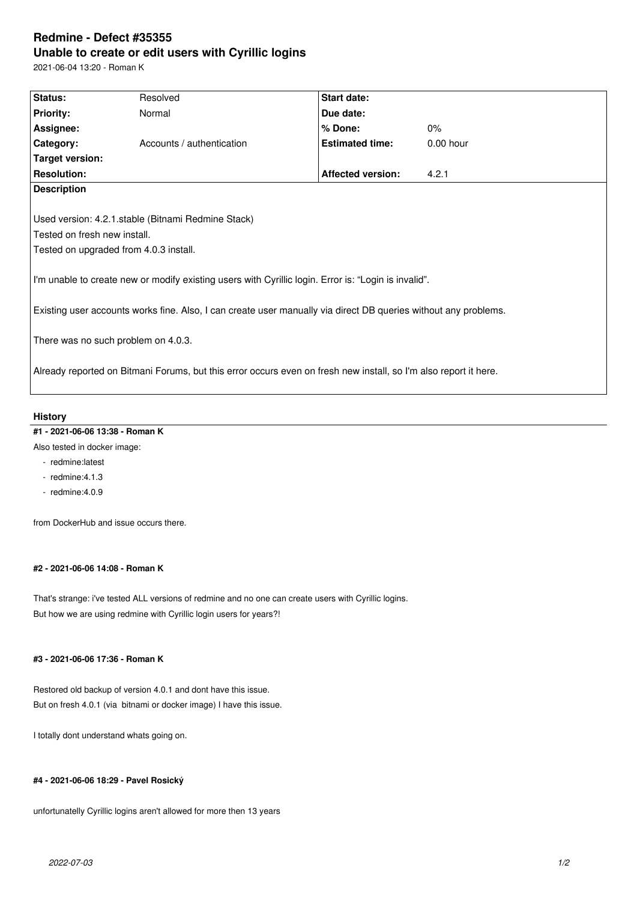# Redmine - Defect #35355

## Unable to create or edit users with Cyrillic logins

2021-06-04 13:20 - Roman K

| Status: | Resolved | Start date: | |
|---|---|---|---|
| Priority: | Normal | Due date: | |
| Assignee: | | % Done: | 0% |
| Category: | Accounts / authentication | Estimated time: | 0.00 hour |
| Target version: | | | |
| Resolution: | | Affected version: | 4.2.1 |

**Description**

Used version: 4.2.1.stable (Bitnami Redmine Stack)
Tested on fresh new install.
Tested on upgraded from 4.0.3 install.

I'm unable to create new or modify existing users with Cyrillic login. Error is: "Login is invalid".

Existing user accounts works fine. Also, I can create user manually via direct DB queries without any problems.

There was no such problem on 4.0.3.

Already reported on Bitmani Forums, but this error occurs even on fresh new install, so I'm also report it here.

## History

### #1 - 2021-06-06 13:38 - Roman K

Also tested in docker image:

- redmine:latest
- redmine:4.1.3
- redmine:4.0.9

from DockerHub and issue occurs there.

### #2 - 2021-06-06 14:08 - Roman K

That's strange: i've tested ALL versions of redmine and no one can create users with Cyrillic logins.
But how we are using redmine with Cyrillic login users for years?!

### #3 - 2021-06-06 17:36 - Roman K

Restored old backup of version 4.0.1 and dont have this issue.
But on fresh 4.0.1 (via bitnami or docker image) I have this issue.

I totally dont understand whats going on.

### #4 - 2021-06-06 18:29 - Pavel Rosický

unfortunatelly Cyrillic logins aren't allowed for more then 13 years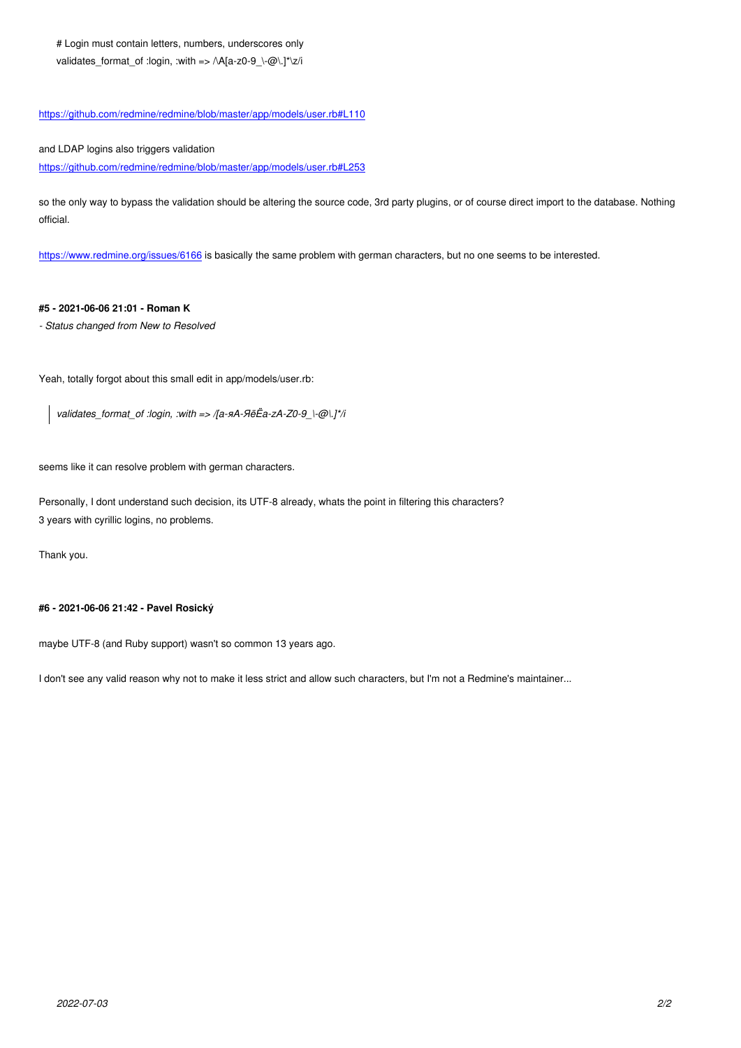```
# Login must contain letters, numbers, underscores only
validates_format_of :login, :with => /\A[a-z0-9_\-@\.]*\z/i
```

https://github.com/redmine/redmine/blob/master/app/models/user.rb#L110

and LDAP logins also triggers validation
https://github.com/redmine/redmine/blob/master/app/models/user.rb#L253

so the only way to bypass the validation should be altering the source code, 3rd party plugins, or of course direct import to the database. Nothing official.

https://www.redmine.org/issues/6166 is basically the same problem with german characters, but no one seems to be interested.

**#5 - 2021-06-06 21:01 - Roman K**

*- Status changed from New to Resolved*

Yeah, totally forgot about this small edit in app/models/user.rb:

> *validates_format_of :login, :with => /[a-яА-ЯёЁa-zA-Z0-9_\-@\.]*/i*

seems like it can resolve problem with german characters.

Personally, I dont understand such decision, its UTF-8 already, whats the point in filtering this characters?
3 years with cyrillic logins, no problems.

Thank you.

**#6 - 2021-06-06 21:42 - Pavel Rosický**

maybe UTF-8 (and Ruby support) wasn't so common 13 years ago.

I don't see any valid reason why not to make it less strict and allow such characters, but I'm not a Redmine's maintainer...